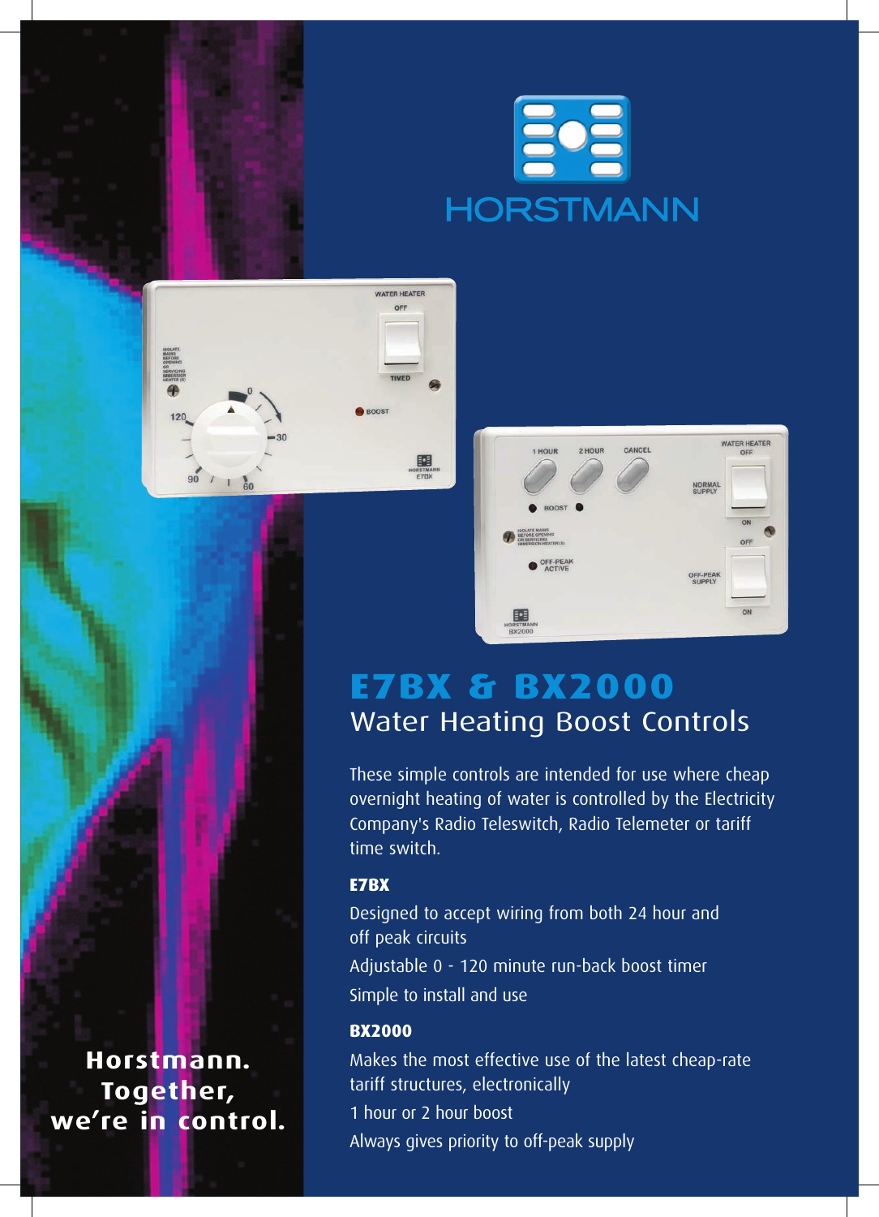HORSTMANN

# E7BX & BX2000

## Water Heating Boost Controls

These simple controls are intended for use where cheap overnight heating of water is controlled by the Electricity Company's Radio Teleswitch, Radio Telemeter or tariff time switch.

### E7BX

Designed to accept wiring from both 24 hour and off peak circuits

Adjustable 0 - 120 minute run-back boost timer

Simple to install and use

### BX2000

Makes the most effective use of the latest cheap-rate tariff structures, electronically

1 hour or 2 hour boost

Always gives priority to off-peak supply

**Horstmann. Together, we're in control.**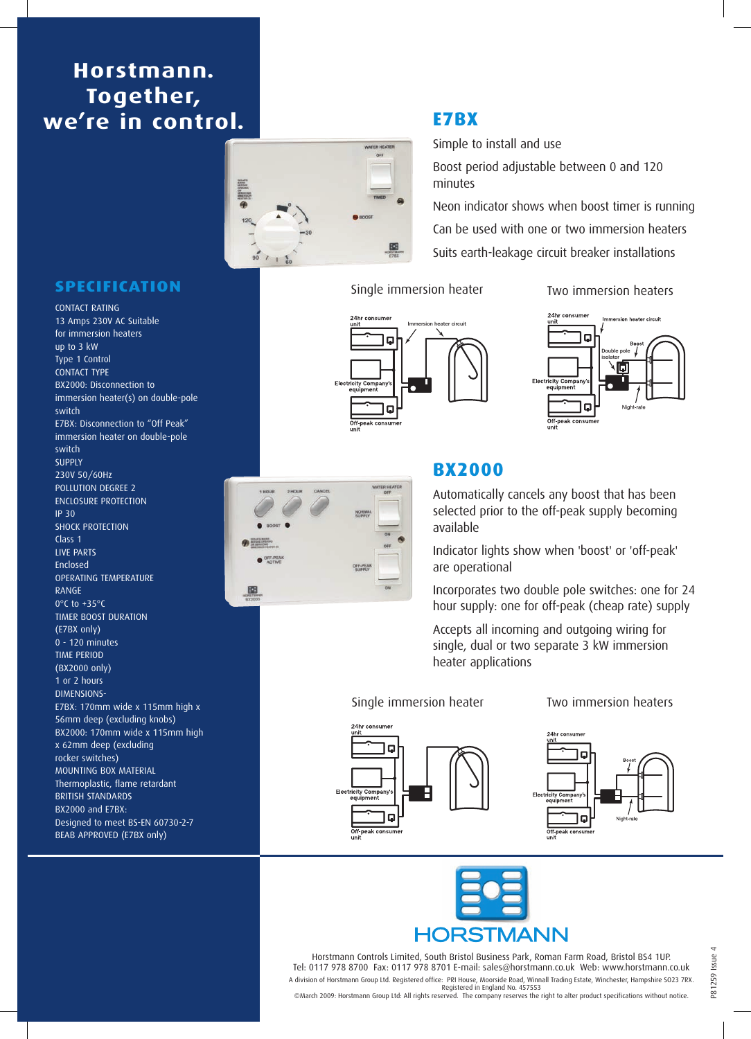# Horstmann. Together, we're in control.

## E7BX

Simple to install and use

Boost period adjustable between 0 and 120 minutes

Neon indicator shows when boost timer is running

Can be used with one or two immersion heaters

Suits earth-leakage circuit breaker installations

Single immersion heater

24hr consumer unit
Immersion heater circuit
Electricity Company's equipment
Off-peak consumer unit

Two immersion heaters

24hr consumer unit
Immersion heater circuit
Boost
Double pole isolator
Electricity Company's equipment
Night-rate
Off-peak consumer unit

## SPECIFICATION

CONTACT RATING
13 Amps 230V AC Suitable for immersion heaters up to 3 kW
Type 1 Control

CONTACT TYPE
BX2000: Disconnection to immersion heater(s) on double-pole switch
E7BX: Disconnection to "Off Peak" immersion heater on double-pole switch

SUPPLY
230V 50/60Hz

POLLUTION DEGREE 2

ENCLOSURE PROTECTION
IP 30

SHOCK PROTECTION
Class 1

LIVE PARTS
Enclosed

OPERATING TEMPERATURE RANGE
0°C to +35°C

TIMER BOOST DURATION (E7BX only)
0 - 120 minutes

TIME PERIOD (BX2000 only)
1 or 2 hours

DIMENSIONS-
E7BX: 170mm wide x 115mm high x 56mm deep (excluding knobs)
BX2000: 170mm wide x 115mm high x 62mm deep (excluding rocker switches)

MOUNTING BOX MATERIAL
Thermoplastic, flame retardant

BRITISH STANDARDS
BX2000 and E7BX:
Designed to meet BS-EN 60730-2-7
BEAB APPROVED (E7BX only)

## BX2000

Automatically cancels any boost that has been selected prior to the off-peak supply becoming available

Indicator lights show when 'boost' or 'off-peak' are operational

Incorporates two double pole switches: one for 24 hour supply: one for off-peak (cheap rate) supply

Accepts all incoming and outgoing wiring for single, dual or two separate 3 kW immersion heater applications

Single immersion heater

24hr consumer unit
Electricity Company's equipment
Off-peak consumer unit

Two immersion heaters

24hr consumer unit
Boost
Electricity Company's equipment
Night-rate
Off-peak consumer unit

HORSTMANN

Horstmann Controls Limited, South Bristol Business Park, Roman Farm Road, Bristol BS4 1UP.
Tel: 0117 978 8700 Fax: 0117 978 8701 E-mail: sales@horstmann.co.uk Web: www.horstmann.co.uk

A division of Horstmann Group Ltd. Registered office: PRI House, Moorside Road, Winnall Trading Estate, Winchester, Hampshire SO23 7RX. Registered in England No. 457553

©March 2009: Horstmann Group Ltd: All rights reserved. The company reserves the right to alter product specifications without notice.

P81259 Issue 4